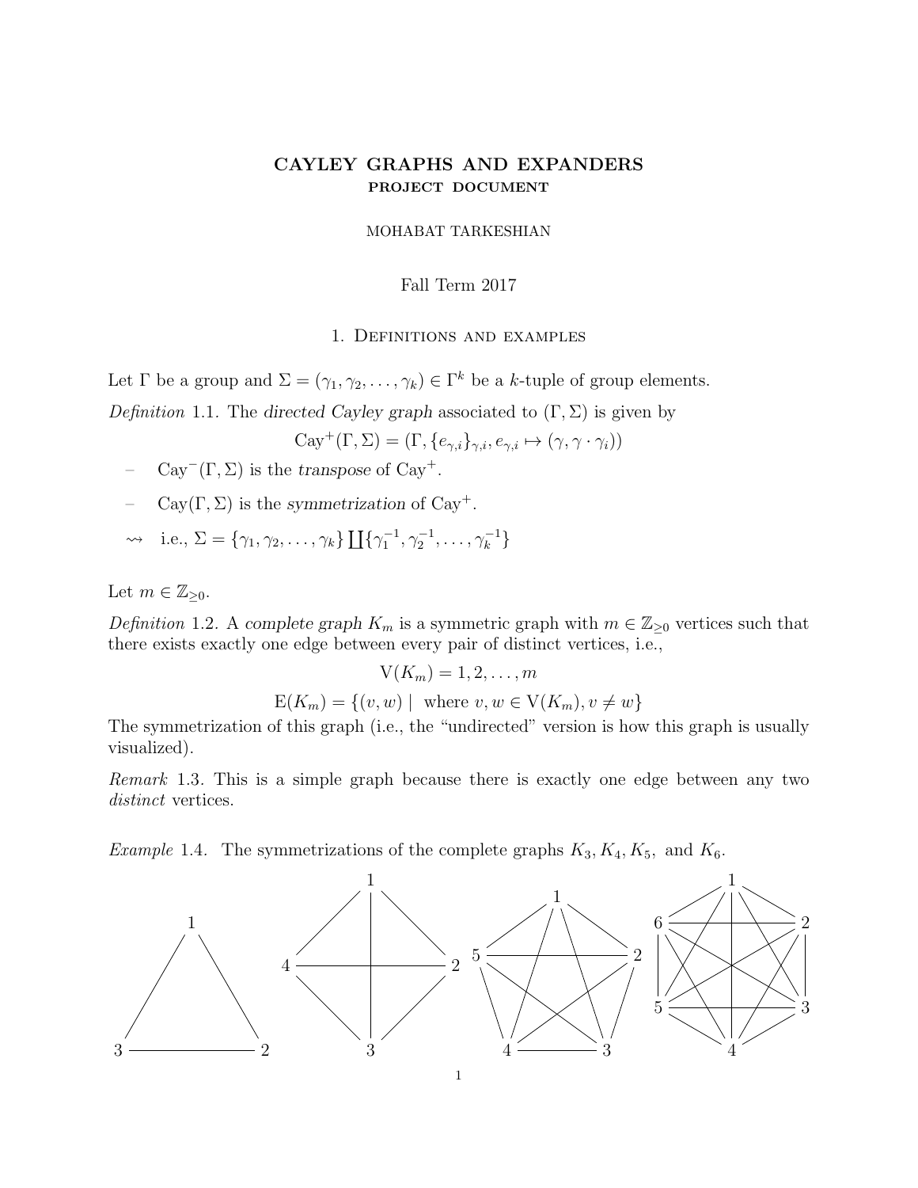# CAYLEY GRAPHS AND EXPANDERS
## PROJECT DOCUMENT

MOHABAT TARKESHIAN

Fall Term 2017

## 1. Definitions and examples

Let $\Gamma$ be a group and $\Sigma = (\gamma_1, \gamma_2, \ldots, \gamma_k) \in \Gamma^k$ be a $k$-tuple of group elements.

*Definition* 1.1. The *directed Cayley graph* associated to $(\Gamma, \Sigma)$ is given by

$$\mathrm{Cay}^+(\Gamma, \Sigma) = (\Gamma, \{e_{\gamma,i}\}_{\gamma,i}, e_{\gamma,i} \mapsto (\gamma, \gamma \cdot \gamma_i))$$

- $\mathrm{Cay}^-(\Gamma, \Sigma)$ is the *transpose* of $\mathrm{Cay}^+$.
- $\mathrm{Cay}(\Gamma, \Sigma)$ is the *symmetrization* of $\mathrm{Cay}^+$.

$\rightsquigarrow$ i.e., $\Sigma = \{\gamma_1, \gamma_2, \ldots, \gamma_k\} \coprod \{\gamma_1^{-1}, \gamma_2^{-1}, \ldots, \gamma_k^{-1}\}$

Let $m \in \mathbb{Z}_{\geq 0}$.

*Definition* 1.2. A *complete graph* $K_m$ is a symmetric graph with $m \in \mathbb{Z}_{\geq 0}$ vertices such that there exists exactly one edge between every pair of distinct vertices, i.e.,

$$\mathrm{V}(K_m) = 1, 2, \ldots, m$$

$$\mathrm{E}(K_m) = \{(v, w) \mid \text{ where } v, w \in \mathrm{V}(K_m), v \neq w\}$$

The symmetrization of this graph (i.e., the "undirected" version is how this graph is usually visualized).

*Remark* 1.3. This is a simple graph because there is exactly one edge between any two *distinct* vertices.

*Example* 1.4. The symmetrizations of the complete graphs $K_3, K_4, K_5,$ and $K_6$.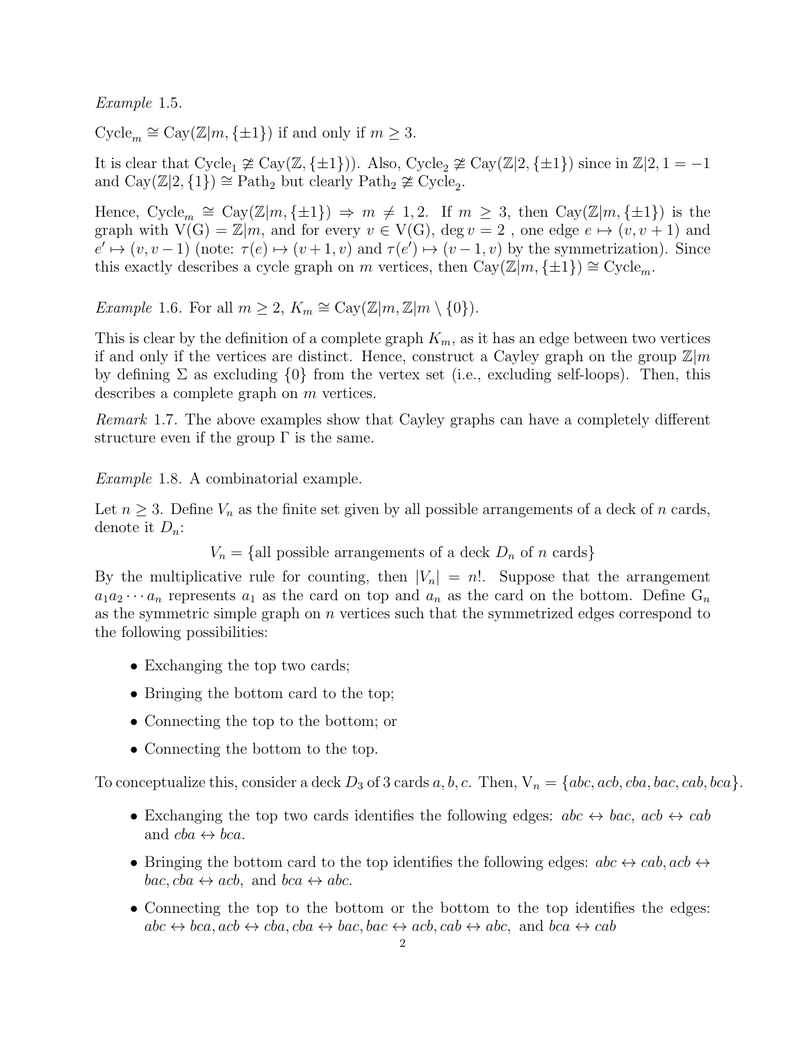*Example* 1.5.

$\text{Cycle}_m \cong \text{Cay}(\mathbb{Z}|m, \{\pm 1\})$ if and only if $m \geq 3$.

It is clear that $\text{Cycle}_1 \ncong \text{Cay}(\mathbb{Z}, \{\pm 1\}))$. Also, $\text{Cycle}_2 \ncong \text{Cay}(\mathbb{Z}|2, \{\pm 1\})$ since in $\mathbb{Z}|2, 1 = -1$ and $\text{Cay}(\mathbb{Z}|2, \{1\}) \cong \text{Path}_2$ but clearly $\text{Path}_2 \ncong \text{Cycle}_2$.

Hence, $\text{Cycle}_m \cong \text{Cay}(\mathbb{Z}|m, \{\pm 1\}) \Rightarrow m \neq 1, 2$. If $m \geq 3$, then $\text{Cay}(\mathbb{Z}|m, \{\pm 1\})$ is the graph with $\text{V(G)} = \mathbb{Z}|m$, and for every $v \in \text{V(G)}$, $\deg v = 2$ , one edge $e \mapsto (v, v+1)$ and $e' \mapsto (v, v-1)$ (note: $\tau(e) \mapsto (v+1, v)$ and $\tau(e') \mapsto (v-1, v)$ by the symmetrization). Since this exactly describes a cycle graph on $m$ vertices, then $\text{Cay}(\mathbb{Z}|m, \{\pm 1\}) \cong \text{Cycle}_m$.

*Example* 1.6. For all $m \geq 2$, $K_m \cong \text{Cay}(\mathbb{Z}|m, \mathbb{Z}|m \setminus \{0\})$.

This is clear by the definition of a complete graph $K_m$, as it has an edge between two vertices if and only if the vertices are distinct. Hence, construct a Cayley graph on the group $\mathbb{Z}|m$ by defining $\Sigma$ as excluding $\{0\}$ from the vertex set (i.e., excluding self-loops). Then, this describes a complete graph on $m$ vertices.

*Remark* 1.7. The above examples show that Cayley graphs can have a completely different structure even if the group $\Gamma$ is the same.

*Example* 1.8. A combinatorial example.

Let $n \geq 3$. Define $V_n$ as the finite set given by all possible arrangements of a deck of $n$ cards, denote it $D_n$:

$$V_n = \{\text{all possible arrangements of a deck } D_n \text{ of } n \text{ cards}\}$$

By the multiplicative rule for counting, then $|V_n| = n!$. Suppose that the arrangement $a_1 a_2 \cdots a_n$ represents $a_1$ as the card on top and $a_n$ as the card on the bottom. Define $\text{G}_n$ as the symmetric simple graph on $n$ vertices such that the symmetrized edges correspond to the following possibilities:

- Exchanging the top two cards;
- Bringing the bottom card to the top;
- Connecting the top to the bottom; or
- Connecting the bottom to the top.

To conceptualize this, consider a deck $D_3$ of 3 cards $a, b, c$. Then, $\text{V}_n = \{abc, acb, cba, bac, cab, bca\}$.

- Exchanging the top two cards identifies the following edges: $abc \leftrightarrow bac$, $acb \leftrightarrow cab$ and $cba \leftrightarrow bca$.
- Bringing the bottom card to the top identifies the following edges: $abc \leftrightarrow cab, acb \leftrightarrow bac, cba \leftrightarrow acb,$ and $bca \leftrightarrow abc$.
- Connecting the top to the bottom or the bottom to the top identifies the edges: $abc \leftrightarrow bca, acb \leftrightarrow cba, cba \leftrightarrow bac, bac \leftrightarrow acb, cab \leftrightarrow abc,$ and $bca \leftrightarrow cab$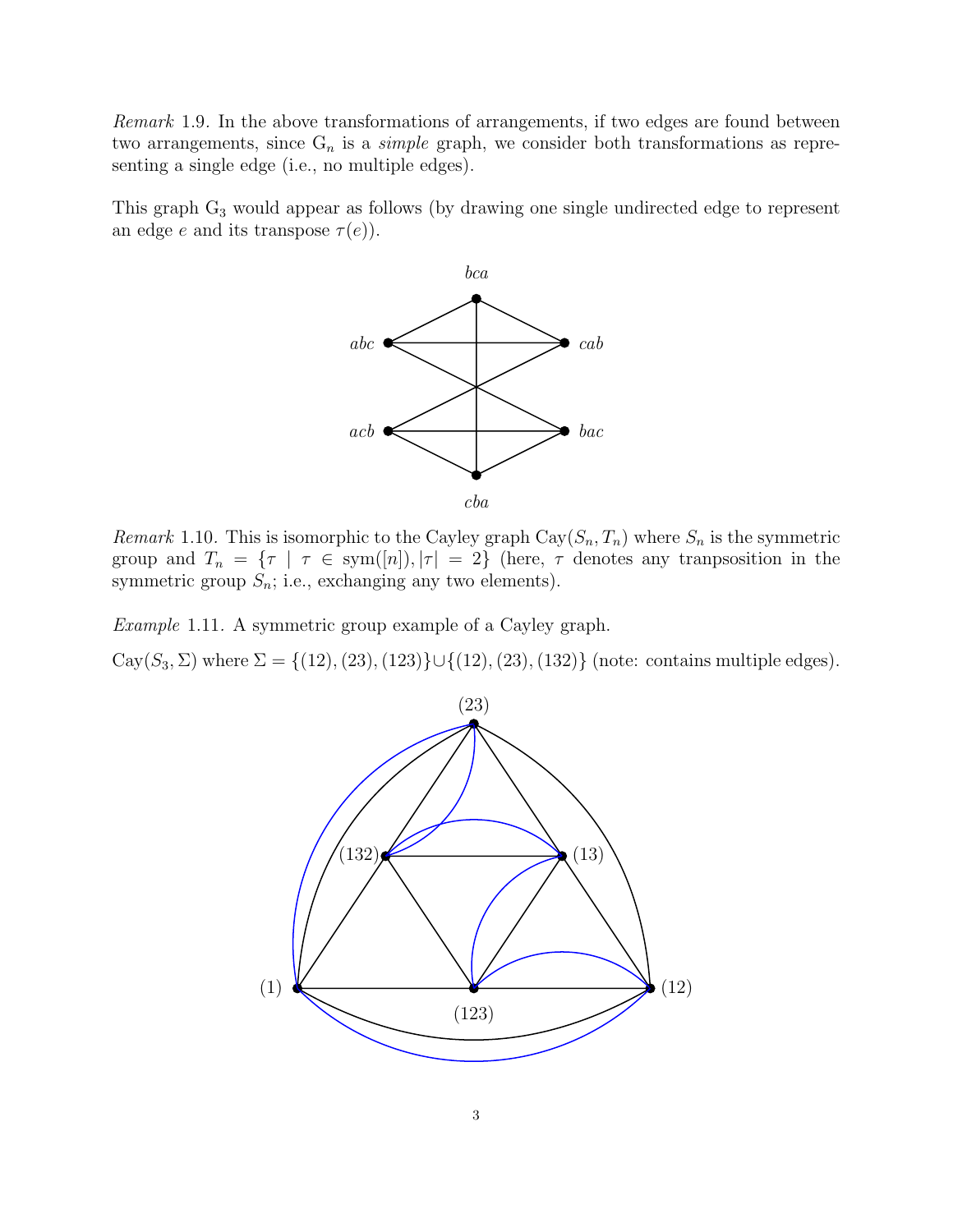*Remark* 1.9. In the above transformations of arrangements, if two edges are found between two arrangements, since $\mathrm{G}_n$ is a *simple* graph, we consider both transformations as representing a single edge (i.e., no multiple edges).

This graph $\mathrm{G}_3$ would appear as follows (by drawing one single undirected edge to represent an edge $e$ and its transpose $\tau(e)$).

*Remark* 1.10. This is isomorphic to the Cayley graph $\mathrm{Cay}(S_n, T_n)$ where $S_n$ is the symmetric group and $T_n = \{\tau \mid \tau \in \mathrm{sym}([n]), |\tau| = 2\}$ (here, $\tau$ denotes any tranpsosition in the symmetric group $S_n$; i.e., exchanging any two elements).

*Example* 1.11. A symmetric group example of a Cayley graph.

$\mathrm{Cay}(S_3, \Sigma)$ where $\Sigma = \{(12), (23), (123)\} \cup \{(12), (23), (132)\}$ (note: contains multiple edges).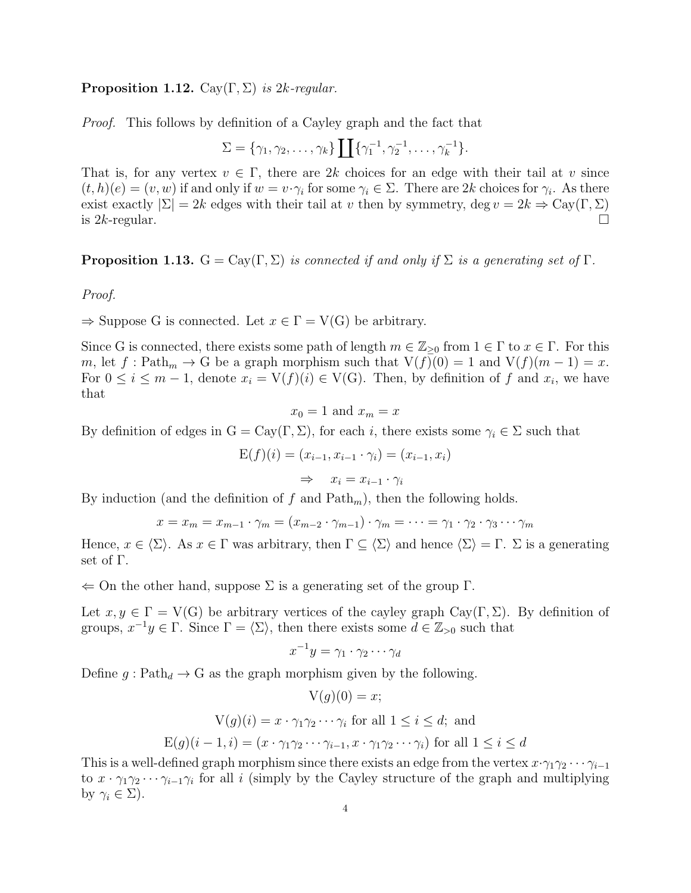**Proposition 1.12.** $\text{Cay}(\Gamma, \Sigma)$ *is* $2k$*-regular.*

*Proof.* This follows by definition of a Cayley graph and the fact that

$$\Sigma = \{\gamma_1, \gamma_2, \ldots, \gamma_k\} \coprod \{\gamma_1^{-1}, \gamma_2^{-1}, \ldots, \gamma_k^{-1}\}.$$

That is, for any vertex $v \in \Gamma$, there are $2k$ choices for an edge with their tail at $v$ since $(t, h)(e) = (v, w)$ if and only if $w = v \cdot \gamma_i$ for some $\gamma_i \in \Sigma$. There are $2k$ choices for $\gamma_i$. As there exist exactly $|\Sigma| = 2k$ edges with their tail at $v$ then by symmetry, $\deg v = 2k \Rightarrow \text{Cay}(\Gamma, \Sigma)$ is $2k$-regular. □

**Proposition 1.13.** $\text{G} = \text{Cay}(\Gamma, \Sigma)$ *is connected if and only if* $\Sigma$ *is a generating set of* $\Gamma$.

*Proof.*

$\Rightarrow$ Suppose G is connected. Let $x \in \Gamma = \text{V(G)}$ be arbitrary.

Since G is connected, there exists some path of length $m \in \mathbb{Z}_{\geq 0}$ from $1 \in \Gamma$ to $x \in \Gamma$. For this $m$, let $f : \text{Path}_m \to \text{G}$ be a graph morphism such that $\text{V}(f)(0) = 1$ and $\text{V}(f)(m-1) = x$. For $0 \leq i \leq m-1$, denote $x_i = \text{V}(f)(i) \in \text{V(G)}$. Then, by definition of $f$ and $x_i$, we have that

$$x_0 = 1 \text{ and } x_m = x$$

By definition of edges in $\text{G} = \text{Cay}(\Gamma, \Sigma)$, for each $i$, there exists some $\gamma_i \in \Sigma$ such that

$$\text{E}(f)(i) = (x_{i-1}, x_{i-1} \cdot \gamma_i) = (x_{i-1}, x_i)$$

$$\Rightarrow \quad x_i = x_{i-1} \cdot \gamma_i$$

By induction (and the definition of $f$ and $\text{Path}_m$), then the following holds.

$$x = x_m = x_{m-1} \cdot \gamma_m = (x_{m-2} \cdot \gamma_{m-1}) \cdot \gamma_m = \cdots = \gamma_1 \cdot \gamma_2 \cdot \gamma_3 \cdots \gamma_m$$

Hence, $x \in \langle \Sigma \rangle$. As $x \in \Gamma$ was arbitrary, then $\Gamma \subseteq \langle \Sigma \rangle$ and hence $\langle \Sigma \rangle = \Gamma$. $\Sigma$ is a generating set of $\Gamma$.

$\Leftarrow$ On the other hand, suppose $\Sigma$ is a generating set of the group $\Gamma$.

Let $x, y \in \Gamma = \text{V(G)}$ be arbitrary vertices of the cayley graph $\text{Cay}(\Gamma, \Sigma)$. By definition of groups, $x^{-1}y \in \Gamma$. Since $\Gamma = \langle \Sigma \rangle$, then there exists some $d \in \mathbb{Z}_{>0}$ such that

$$x^{-1}y = \gamma_1 \cdot \gamma_2 \cdots \gamma_d$$

Define $g : \text{Path}_d \to \text{G}$ as the graph morphism given by the following.

$$\text{V}(g)(0) = x;$$

$$\text{V}(g)(i) = x \cdot \gamma_1 \gamma_2 \cdots \gamma_i \text{ for all } 1 \leq i \leq d; \text{ and}$$

$$\text{E}(g)(i-1, i) = (x \cdot \gamma_1 \gamma_2 \cdots \gamma_{i-1}, x \cdot \gamma_1 \gamma_2 \cdots \gamma_i) \text{ for all } 1 \leq i \leq d$$

This is a well-defined graph morphism since there exists an edge from the vertex $x \cdot \gamma_1 \gamma_2 \cdots \gamma_{i-1}$ to $x \cdot \gamma_1 \gamma_2 \cdots \gamma_{i-1} \gamma_i$ for all $i$ (simply by the Cayley structure of the graph and multiplying by $\gamma_i \in \Sigma$).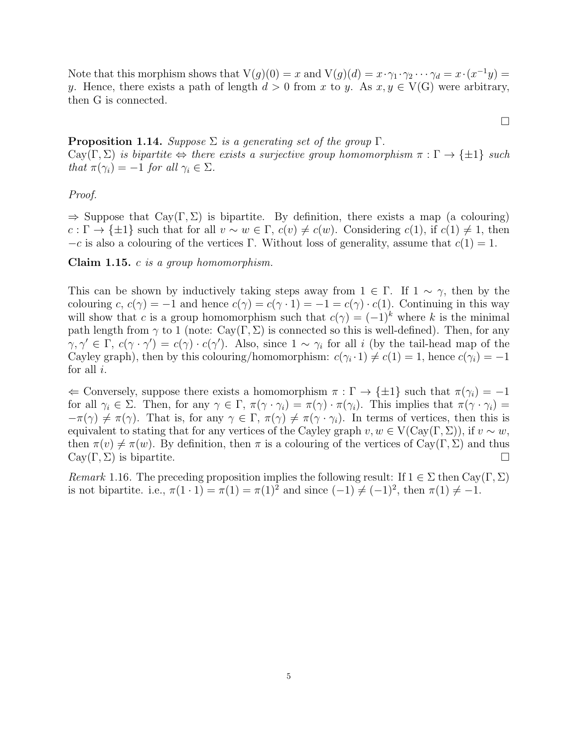Note that this morphism shows that $\mathrm{V}(g)(0) = x$ and $\mathrm{V}(g)(d) = x \cdot \gamma_1 \cdot \gamma_2 \cdots \gamma_d = x \cdot (x^{-1}y) = y$. Hence, there exists a path of length $d > 0$ from $x$ to $y$. As $x, y \in \mathrm{V(G)}$ were arbitrary, then G is connected.

□

**Proposition 1.14.** *Suppose $\Sigma$ is a generating set of the group $\Gamma$.*
*$\mathrm{Cay}(\Gamma, \Sigma)$ is bipartite $\Leftrightarrow$ there exists a surjective group homomorphism $\pi : \Gamma \to \{\pm 1\}$ such that $\pi(\gamma_i) = -1$ for all $\gamma_i \in \Sigma$.*

*Proof.*

$\Rightarrow$ Suppose that $\mathrm{Cay}(\Gamma, \Sigma)$ is bipartite. By definition, there exists a map (a colouring) $c : \Gamma \to \{\pm 1\}$ such that for all $v \sim w \in \Gamma$, $c(v) \neq c(w)$. Considering $c(1)$, if $c(1) \neq 1$, then $-c$ is also a colouring of the vertices $\Gamma$. Without loss of generality, assume that $c(1) = 1$.

**Claim 1.15.** *$c$ is a group homomorphism.*

This can be shown by inductively taking steps away from $1 \in \Gamma$. If $1 \sim \gamma$, then by the colouring $c$, $c(\gamma) = -1$ and hence $c(\gamma) = c(\gamma \cdot 1) = -1 = c(\gamma) \cdot c(1)$. Continuing in this way will show that $c$ is a group homomorphism such that $c(\gamma) = (-1)^k$ where $k$ is the minimal path length from $\gamma$ to 1 (note: $\mathrm{Cay}(\Gamma, \Sigma)$ is connected so this is well-defined). Then, for any $\gamma, \gamma' \in \Gamma$, $c(\gamma \cdot \gamma') = c(\gamma) \cdot c(\gamma')$. Also, since $1 \sim \gamma_i$ for all $i$ (by the tail-head map of the Cayley graph), then by this colouring/homomorphism: $c(\gamma_i \cdot 1) \neq c(1) = 1$, hence $c(\gamma_i) = -1$ for all $i$.

$\Leftarrow$ Conversely, suppose there exists a homomorphism $\pi : \Gamma \to \{\pm 1\}$ such that $\pi(\gamma_i) = -1$ for all $\gamma_i \in \Sigma$. Then, for any $\gamma \in \Gamma$, $\pi(\gamma \cdot \gamma_i) = \pi(\gamma) \cdot \pi(\gamma_i)$. This implies that $\pi(\gamma \cdot \gamma_i) = -\pi(\gamma) \neq \pi(\gamma)$. That is, for any $\gamma \in \Gamma$, $\pi(\gamma) \neq \pi(\gamma \cdot \gamma_i)$. In terms of vertices, then this is equivalent to stating that for any vertices of the Cayley graph $v, w \in \mathrm{V}(\mathrm{Cay}(\Gamma, \Sigma))$, if $v \sim w$, then $\pi(v) \neq \pi(w)$. By definition, then $\pi$ is a colouring of the vertices of $\mathrm{Cay}(\Gamma, \Sigma)$ and thus $\mathrm{Cay}(\Gamma, \Sigma)$ is bipartite. □

*Remark* 1.16. The preceding proposition implies the following result: If $1 \in \Sigma$ then $\mathrm{Cay}(\Gamma, \Sigma)$ is not bipartite. i.e., $\pi(1 \cdot 1) = \pi(1) = \pi(1)^2$ and since $(-1) \neq (-1)^2$, then $\pi(1) \neq -1$.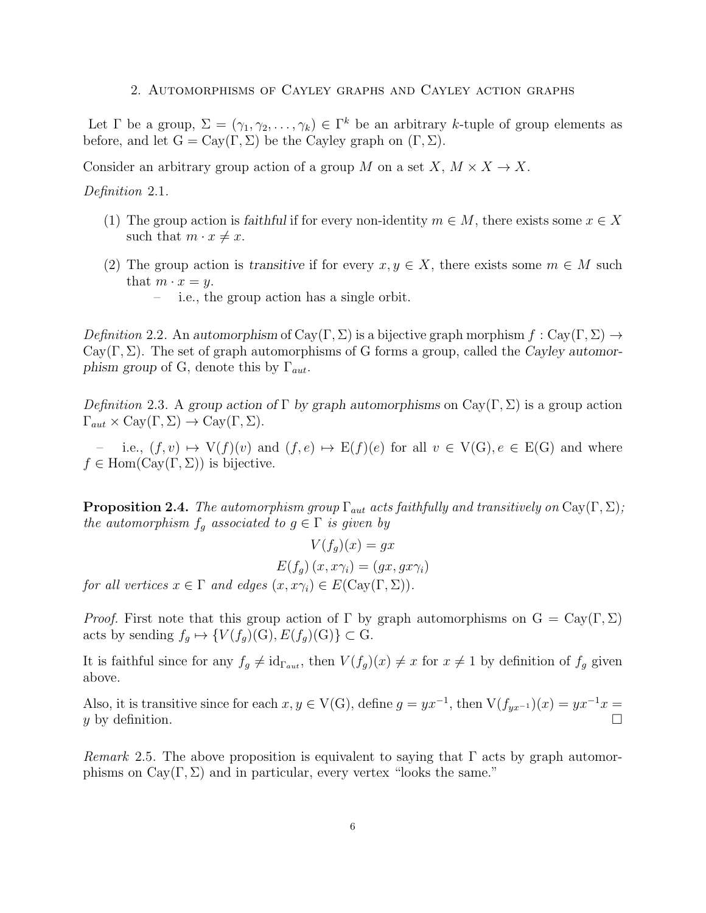## 2. Automorphisms of Cayley graphs and Cayley action graphs

Let $\Gamma$ be a group, $\Sigma = (\gamma_1, \gamma_2, \ldots, \gamma_k) \in \Gamma^k$ be an arbitrary $k$-tuple of group elements as before, and let $\mathrm{G} = \mathrm{Cay}(\Gamma, \Sigma)$ be the Cayley graph on $(\Gamma, \Sigma)$.

Consider an arbitrary group action of a group $M$ on a set $X$, $M \times X \to X$.

*Definition* 2.1.

1. The group action is *faithful* if for every non-identity $m \in M$, there exists some $x \in X$ such that $m \cdot x \neq x$.
2. The group action is *transitive* if for every $x, y \in X$, there exists some $m \in M$ such that $m \cdot x = y$.
   - i.e., the group action has a single orbit.

*Definition* 2.2. An *automorphism* of $\mathrm{Cay}(\Gamma, \Sigma)$ is a bijective graph morphism $f : \mathrm{Cay}(\Gamma, \Sigma) \to \mathrm{Cay}(\Gamma, \Sigma)$. The set of graph automorphisms of G forms a group, called the *Cayley automorphism group* of G, denote this by $\Gamma_{aut}$.

*Definition* 2.3. A *group action of* $\Gamma$ *by graph automorphisms* on $\mathrm{Cay}(\Gamma, \Sigma)$ is a group action $\Gamma_{aut} \times \mathrm{Cay}(\Gamma, \Sigma) \to \mathrm{Cay}(\Gamma, \Sigma)$.

– i.e., $(f, v) \mapsto \mathrm{V}(f)(v)$ and $(f, e) \mapsto \mathrm{E}(f)(e)$ for all $v \in \mathrm{V}(\mathrm{G}), e \in \mathrm{E}(\mathrm{G})$ and where $f \in \mathrm{Hom}(\mathrm{Cay}(\Gamma, \Sigma))$ is bijective.

**Proposition 2.4.** *The automorphism group $\Gamma_{aut}$ acts faithfully and transitively on $\mathrm{Cay}(\Gamma, \Sigma)$; the automorphism $f_g$ associated to $g \in \Gamma$ is given by*

$$V(f_g)(x) = gx$$
$$E(f_g)\,(x, x\gamma_i) = (gx, gx\gamma_i)$$

*for all vertices $x \in \Gamma$ and edges $(x, x\gamma_i) \in E(\mathrm{Cay}(\Gamma, \Sigma))$.*

*Proof.* First note that this group action of $\Gamma$ by graph automorphisms on $\mathrm{G} = \mathrm{Cay}(\Gamma, \Sigma)$ acts by sending $f_g \mapsto \{V(f_g)(\mathrm{G}), E(f_g)(\mathrm{G})\} \subset \mathrm{G}$.

It is faithful since for any $f_g \neq \mathrm{id}_{\Gamma_{aut}}$, then $V(f_g)(x) \neq x$ for $x \neq 1$ by definition of $f_g$ given above.

Also, it is transitive since for each $x, y \in \mathrm{V}(\mathrm{G})$, define $g = yx^{-1}$, then $\mathrm{V}(f_{yx^{-1}})(x) = yx^{-1}x = y$ by definition. $\square$

*Remark* 2.5. The above proposition is equivalent to saying that $\Gamma$ acts by graph automorphisms on $\mathrm{Cay}(\Gamma, \Sigma)$ and in particular, every vertex "looks the same."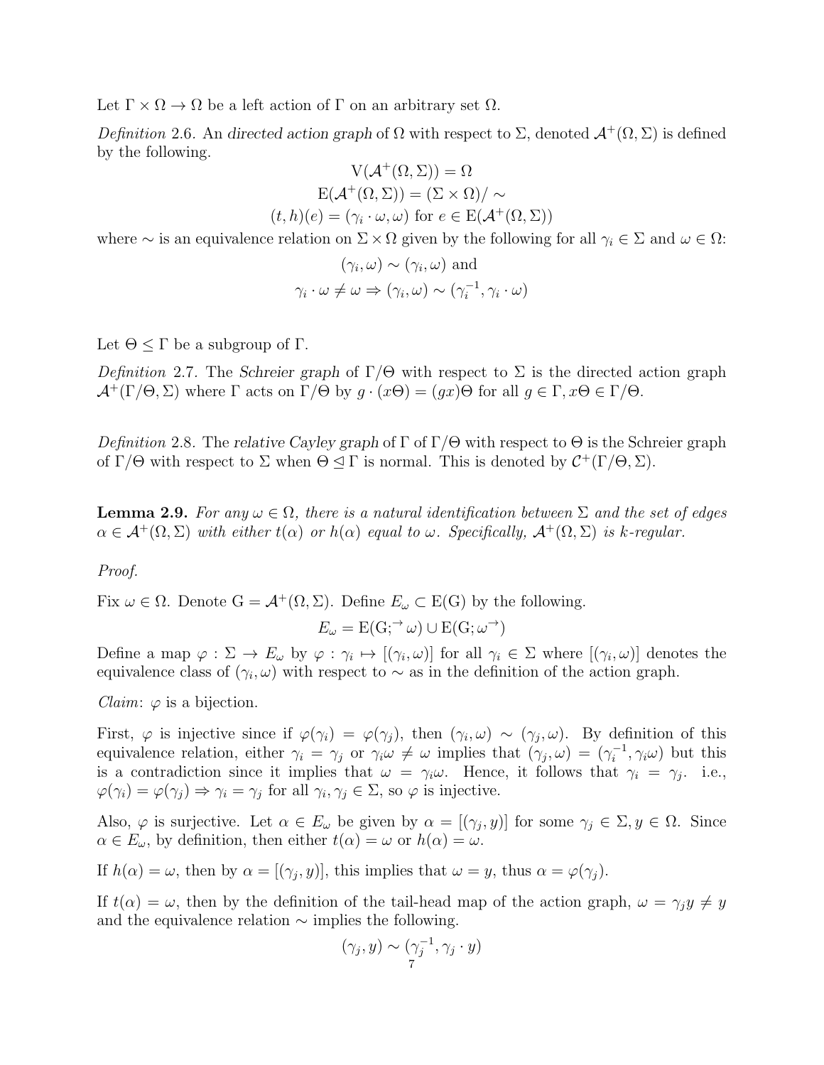Let $\Gamma \times \Omega \to \Omega$ be a left action of $\Gamma$ on an arbitrary set $\Omega$.

*Definition* 2.6. An *directed action graph* of $\Omega$ with respect to $\Sigma$, denoted $\mathcal{A}^+(\Omega, \Sigma)$ is defined by the following.

$$\mathrm{V}(\mathcal{A}^+(\Omega, \Sigma)) = \Omega$$

$$\mathrm{E}(\mathcal{A}^+(\Omega, \Sigma)) = (\Sigma \times \Omega)/\sim$$

$$(t, h)(e) = (\gamma_i \cdot \omega, \omega) \text{ for } e \in \mathrm{E}(\mathcal{A}^+(\Omega, \Sigma))$$

where $\sim$ is an equivalence relation on $\Sigma \times \Omega$ given by the following for all $\gamma_i \in \Sigma$ and $\omega \in \Omega$:

$$(\gamma_i, \omega) \sim (\gamma_i, \omega) \text{ and}$$

$$\gamma_i \cdot \omega \neq \omega \Rightarrow (\gamma_i, \omega) \sim (\gamma_i^{-1}, \gamma_i \cdot \omega)$$

Let $\Theta \leq \Gamma$ be a subgroup of $\Gamma$.

*Definition* 2.7. The *Schreier graph* of $\Gamma/\Theta$ with respect to $\Sigma$ is the directed action graph $\mathcal{A}^+(\Gamma/\Theta, \Sigma)$ where $\Gamma$ acts on $\Gamma/\Theta$ by $g \cdot (x\Theta) = (gx)\Theta$ for all $g \in \Gamma, x\Theta \in \Gamma/\Theta$.

*Definition* 2.8. The *relative Cayley graph* of $\Gamma$ of $\Gamma/\Theta$ with respect to $\Theta$ is the Schreier graph of $\Gamma/\Theta$ with respect to $\Sigma$ when $\Theta \trianglelefteq \Gamma$ is normal. This is denoted by $\mathcal{C}^+(\Gamma/\Theta, \Sigma)$.

**Lemma 2.9.** *For any $\omega \in \Omega$, there is a natural identification between $\Sigma$ and the set of edges $\alpha \in \mathcal{A}^+(\Omega, \Sigma)$ with either $t(\alpha)$ or $h(\alpha)$ equal to $\omega$. Specifically, $\mathcal{A}^+(\Omega, \Sigma)$ is $k$-regular.*

*Proof.*

Fix $\omega \in \Omega$. Denote $\mathrm{G} = \mathcal{A}^+(\Omega, \Sigma)$. Define $E_\omega \subset \mathrm{E}(\mathrm{G})$ by the following.

$$E_\omega = \mathrm{E}(\mathrm{G}; ^{\rightarrow}\omega) \cup \mathrm{E}(\mathrm{G}; \omega^{\rightarrow})$$

Define a map $\varphi : \Sigma \to E_\omega$ by $\varphi : \gamma_i \mapsto [(\gamma_i, \omega)]$ for all $\gamma_i \in \Sigma$ where $[(\gamma_i, \omega)]$ denotes the equivalence class of $(\gamma_i, \omega)$ with respect to $\sim$ as in the definition of the action graph.

*Claim*: $\varphi$ is a bijection.

First, $\varphi$ is injective since if $\varphi(\gamma_i) = \varphi(\gamma_j)$, then $(\gamma_i, \omega) \sim (\gamma_j, \omega)$. By definition of this equivalence relation, either $\gamma_i = \gamma_j$ or $\gamma_i\omega \neq \omega$ implies that $(\gamma_j, \omega) = (\gamma_i^{-1}, \gamma_i\omega)$ but this is a contradiction since it implies that $\omega = \gamma_i\omega$. Hence, it follows that $\gamma_i = \gamma_j$. i.e., $\varphi(\gamma_i) = \varphi(\gamma_j) \Rightarrow \gamma_i = \gamma_j$ for all $\gamma_i, \gamma_j \in \Sigma$, so $\varphi$ is injective.

Also, $\varphi$ is surjective. Let $\alpha \in E_\omega$ be given by $\alpha = [(\gamma_j, y)]$ for some $\gamma_j \in \Sigma, y \in \Omega$. Since $\alpha \in E_\omega$, by definition, then either $t(\alpha) = \omega$ or $h(\alpha) = \omega$.

If $h(\alpha) = \omega$, then by $\alpha = [(\gamma_j, y)]$, this implies that $\omega = y$, thus $\alpha = \varphi(\gamma_j)$.

If $t(\alpha) = \omega$, then by the definition of the tail-head map of the action graph, $\omega = \gamma_j y \neq y$ and the equivalence relation $\sim$ implies the following.

$$(\gamma_j, y) \sim (\gamma_j^{-1}, \gamma_j \cdot y)$$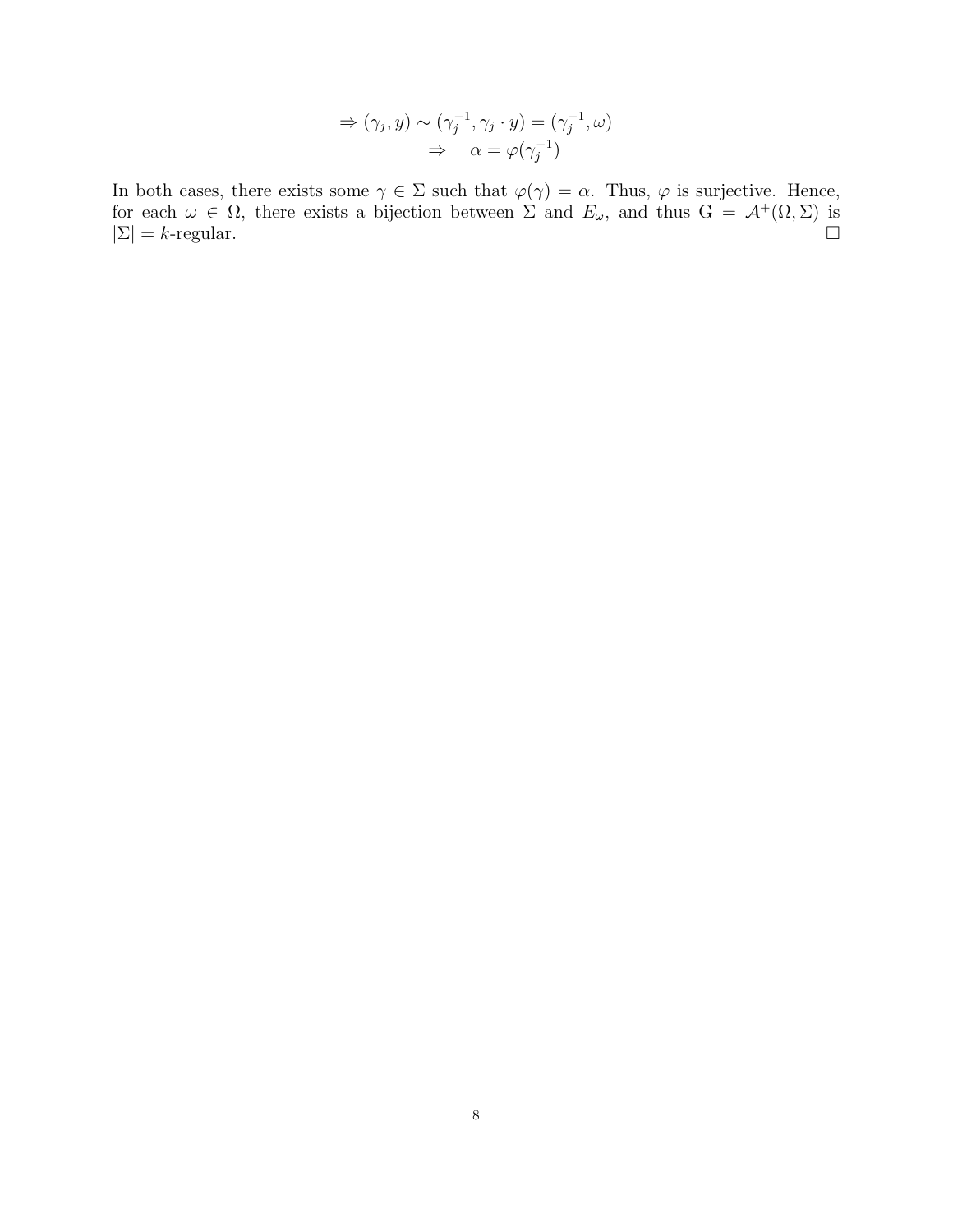$$\Rightarrow (\gamma_j, y) \sim (\gamma_j^{-1}, \gamma_j \cdot y) = (\gamma_j^{-1}, \omega)$$
$$\Rightarrow \quad \alpha = \varphi(\gamma_j^{-1})$$

In both cases, there exists some $\gamma \in \Sigma$ such that $\varphi(\gamma) = \alpha$. Thus, $\varphi$ is surjective. Hence, for each $\omega \in \Omega$, there exists a bijection between $\Sigma$ and $E_\omega$, and thus $\mathrm{G} = \mathcal{A}^+(\Omega, \Sigma)$ is $|\Sigma| = k$-regular. $\square$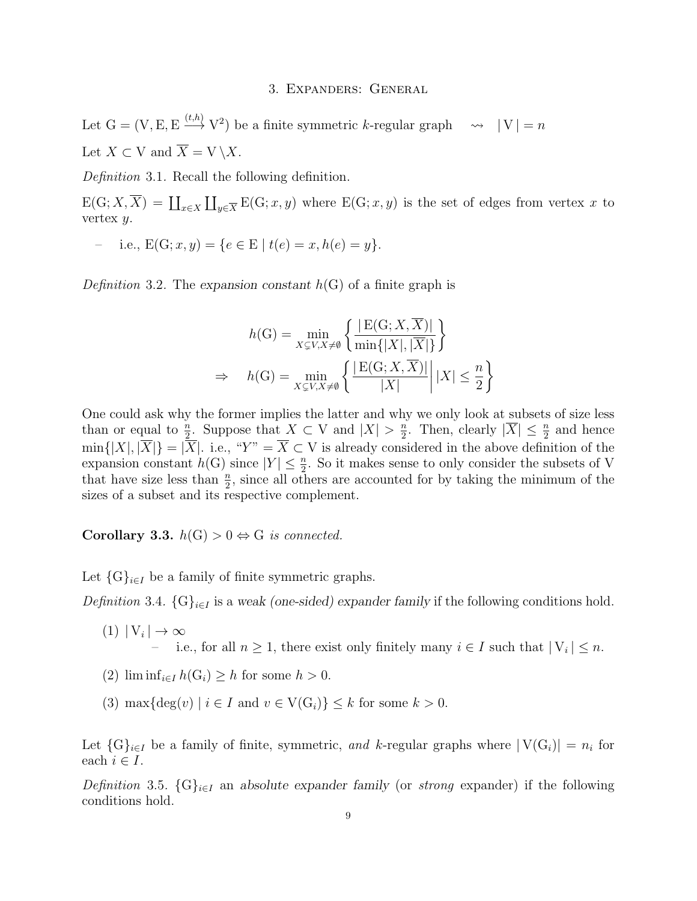## 3. Expanders: General

Let $\mathrm{G} = (\mathrm{V}, \mathrm{E}, \mathrm{E} \xrightarrow{(t,h)} \mathrm{V}^2)$ be a finite symmetric $k$-regular graph $\quad \rightsquigarrow \quad |\mathrm{V}| = n$

Let $X \subset \mathrm{V}$ and $\overline{X} = \mathrm{V} \setminus X$.

*Definition* 3.1. Recall the following definition.

$\mathrm{E}(\mathrm{G}; X, \overline{X}) = \coprod_{x \in X} \coprod_{y \in \overline{X}} \mathrm{E}(\mathrm{G}; x, y)$ where $\mathrm{E}(\mathrm{G}; x, y)$ is the set of edges from vertex $x$ to vertex $y$.

- i.e., $\mathrm{E}(\mathrm{G}; x, y) = \{e \in \mathrm{E} \mid t(e) = x, h(e) = y\}$.

*Definition* 3.2. The *expansion constant* $h(\mathrm{G})$ of a finite graph is

$$h(\mathrm{G}) = \min_{X \subsetneq V, X \neq \emptyset} \left\{ \frac{|\mathrm{E}(\mathrm{G}; X, \overline{X})|}{\min\{|X|, |\overline{X}|\}} \right\}$$

$$\Rightarrow \quad h(\mathrm{G}) = \min_{X \subsetneq V, X \neq \emptyset} \left\{ \frac{|\mathrm{E}(\mathrm{G}; X, \overline{X})|}{|X|} \middle| \, |X| \leq \frac{n}{2} \right\}$$

One could ask why the former implies the latter and why we only look at subsets of size less than or equal to $\frac{n}{2}$. Suppose that $X \subset \mathrm{V}$ and $|X| > \frac{n}{2}$. Then, clearly $|\overline{X}| \leq \frac{n}{2}$ and hence $\min\{|X|, |\overline{X}|\} = |\overline{X}|$. i.e., "$Y$" $= \overline{X} \subset \mathrm{V}$ is already considered in the above definition of the expansion constant $h(\mathrm{G})$ since $|Y| \leq \frac{n}{2}$. So it makes sense to only consider the subsets of V that have size less than $\frac{n}{2}$, since all others are accounted for by taking the minimum of the sizes of a subset and its respective complement.

**Corollary 3.3.** *$h(\mathrm{G}) > 0 \Leftrightarrow \mathrm{G}$ is connected.*

Let $\{\mathrm{G}\}_{i \in I}$ be a family of finite symmetric graphs.

*Definition* 3.4. $\{\mathrm{G}\}_{i \in I}$ is a *weak (one-sided) expander family* if the following conditions hold.

(1) $|\mathrm{V}_i| \to \infty$
   - i.e., for all $n \geq 1$, there exist only finitely many $i \in I$ such that $|\mathrm{V}_i| \leq n$.

(2) $\liminf_{i \in I} h(\mathrm{G}_i) \geq h$ for some $h > 0$.

(3) $\max\{\deg(v) \mid i \in I \text{ and } v \in \mathrm{V}(\mathrm{G}_i)\} \leq k$ for some $k > 0$.

Let $\{\mathrm{G}\}_{i \in I}$ be a family of finite, symmetric, *and* $k$-regular graphs where $|\mathrm{V}(\mathrm{G}_i)| = n_i$ for each $i \in I$.

*Definition* 3.5. $\{\mathrm{G}\}_{i \in I}$ an *absolute expander family* (or *strong* expander) if the following conditions hold.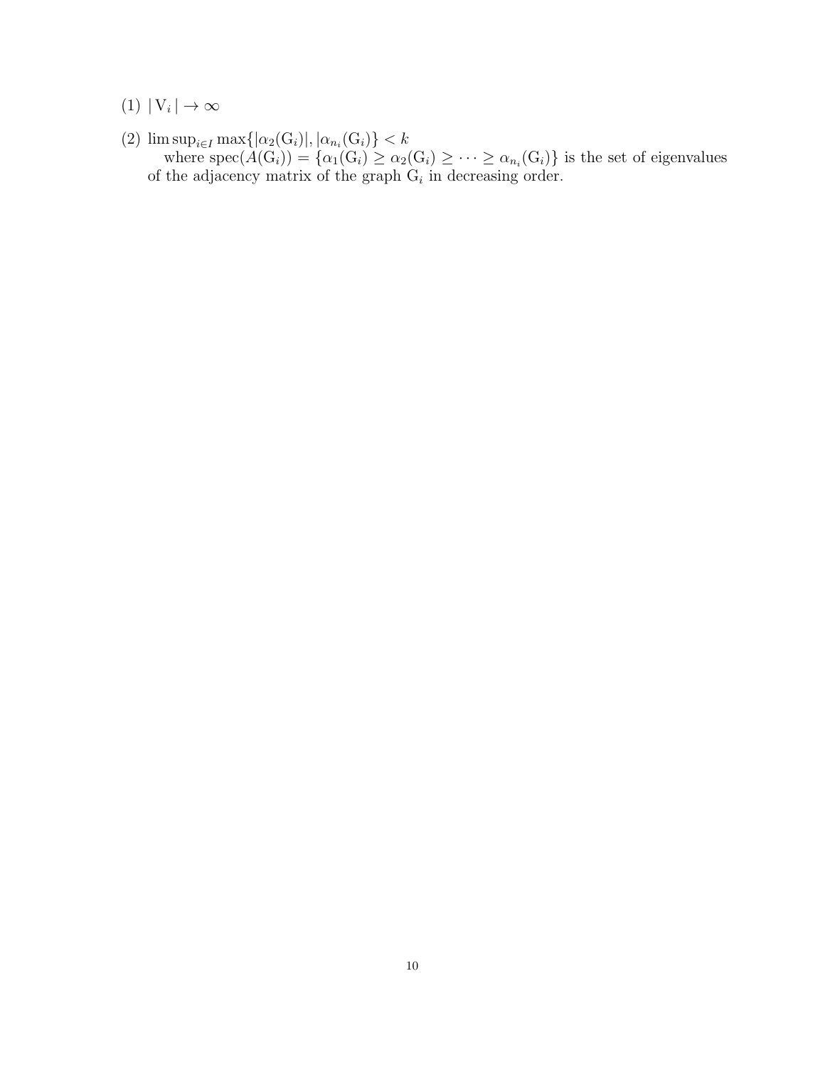(1) $|\,\mathrm{V}_i\,| \to \infty$

(2) $\limsup_{i \in I} \max\{|\alpha_2(\mathrm{G}_i)|, |\alpha_{n_i}(\mathrm{G}_i)\} < k$
where $\mathrm{spec}(A(\mathrm{G}_i)) = \{\alpha_1(\mathrm{G}_i) \geq \alpha_2(\mathrm{G}_i) \geq \cdots \geq \alpha_{n_i}(\mathrm{G}_i)\}$ is the set of eigenvalues of the adjacency matrix of the graph $\mathrm{G}_i$ in decreasing order.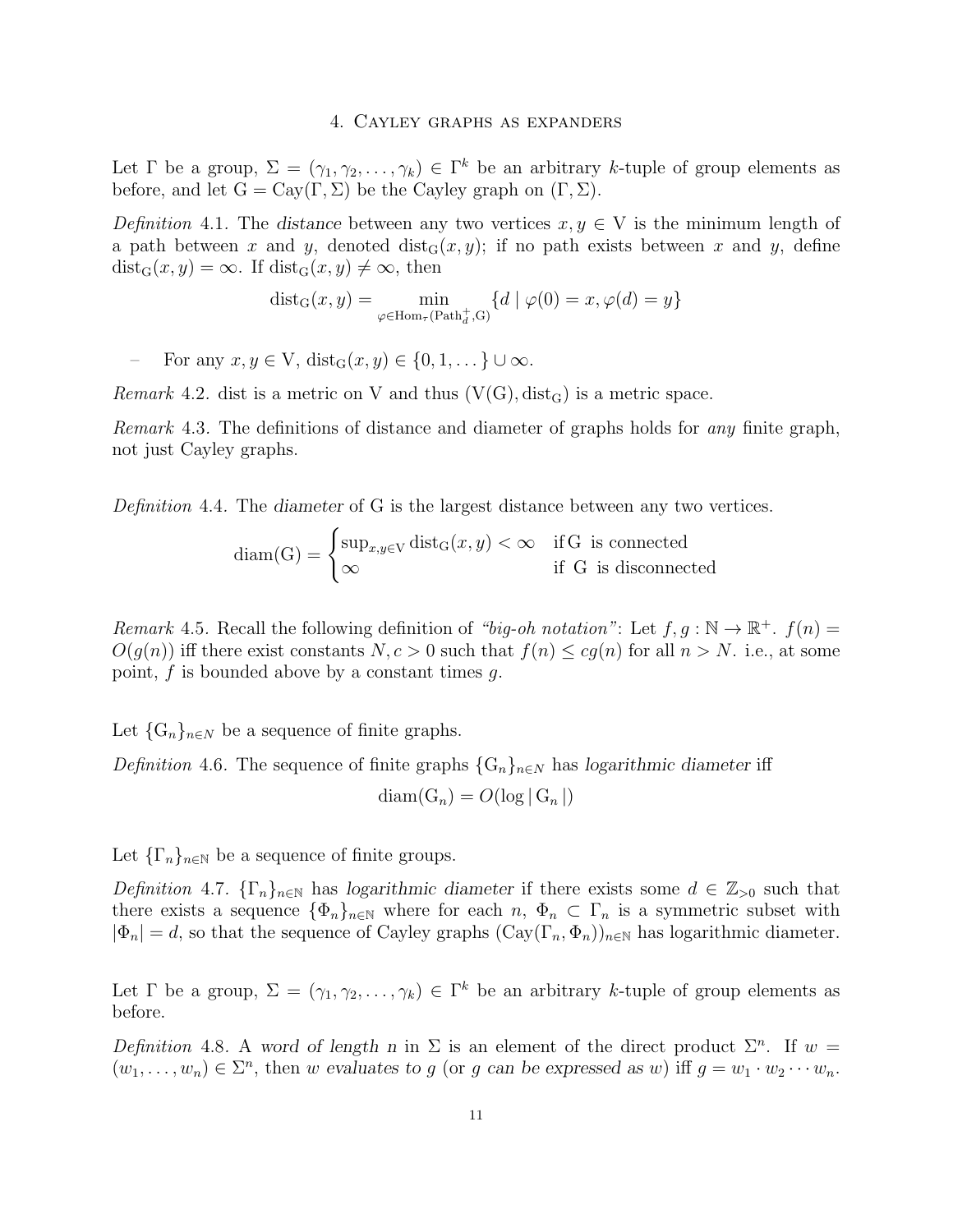## 4. Cayley graphs as expanders

Let $\Gamma$ be a group, $\Sigma = (\gamma_1, \gamma_2, \ldots, \gamma_k) \in \Gamma^k$ be an arbitrary $k$-tuple of group elements as before, and let $\mathrm{G} = \mathrm{Cay}(\Gamma, \Sigma)$ be the Cayley graph on $(\Gamma, \Sigma)$.

*Definition* 4.1. The *distance* between any two vertices $x, y \in \mathrm{V}$ is the minimum length of a path between $x$ and $y$, denoted $\mathrm{dist}_{\mathrm{G}}(x, y)$; if no path exists between $x$ and $y$, define $\mathrm{dist}_{\mathrm{G}}(x, y) = \infty$. If $\mathrm{dist}_{\mathrm{G}}(x, y) \neq \infty$, then

$$\mathrm{dist}_{\mathrm{G}}(x, y) = \min_{\varphi \in \mathrm{Hom}_{\tau}(\mathrm{Path}_d^+, \mathrm{G})} \{d \mid \varphi(0) = x, \varphi(d) = y\}$$

– For any $x, y \in \mathrm{V}$, $\mathrm{dist}_{\mathrm{G}}(x, y) \in \{0, 1, \ldots\} \cup \infty$.

*Remark* 4.2. dist is a metric on V and thus $(\mathrm{V}(\mathrm{G}), \mathrm{dist}_{\mathrm{G}})$ is a metric space.

*Remark* 4.3. The definitions of distance and diameter of graphs holds for *any* finite graph, not just Cayley graphs.

*Definition* 4.4. The *diameter* of G is the largest distance between any two vertices.

$$\mathrm{diam}(\mathrm{G}) = \begin{cases} \sup_{x,y \in \mathrm{V}} \mathrm{dist}_{\mathrm{G}}(x, y) < \infty & \text{if G is connected} \\ \infty & \text{if G is disconnected} \end{cases}$$

*Remark* 4.5. Recall the following definition of *"big-oh notation"*: Let $f, g : \mathbb{N} \to \mathbb{R}^+$. $f(n) = O(g(n))$ iff there exist constants $N, c > 0$ such that $f(n) \leq c g(n)$ for all $n > N$. i.e., at some point, $f$ is bounded above by a constant times $g$.

Let $\{\mathrm{G}_n\}_{n \in N}$ be a sequence of finite graphs.

*Definition* 4.6. The sequence of finite graphs $\{\mathrm{G}_n\}_{n \in N}$ has *logarithmic diameter* iff

$$\mathrm{diam}(\mathrm{G}_n) = O(\log |\mathrm{G}_n|)$$

Let $\{\Gamma_n\}_{n \in \mathbb{N}}$ be a sequence of finite groups.

*Definition* 4.7. $\{\Gamma_n\}_{n \in \mathbb{N}}$ has *logarithmic diameter* if there exists some $d \in \mathbb{Z}_{>0}$ such that there exists a sequence $\{\Phi_n\}_{n \in \mathbb{N}}$ where for each $n$, $\Phi_n \subset \Gamma_n$ is a symmetric subset with $|\Phi_n| = d$, so that the sequence of Cayley graphs $(\mathrm{Cay}(\Gamma_n, \Phi_n))_{n \in \mathbb{N}}$ has logarithmic diameter.

Let $\Gamma$ be a group, $\Sigma = (\gamma_1, \gamma_2, \ldots, \gamma_k) \in \Gamma^k$ be an arbitrary $k$-tuple of group elements as before.

*Definition* 4.8. A *word of length n* in $\Sigma$ is an element of the direct product $\Sigma^n$. If $w = (w_1, \ldots, w_n) \in \Sigma^n$, then $w$ *evaluates to* $g$ (or $g$ *can be expressed as* $w$) iff $g = w_1 \cdot w_2 \cdots w_n$.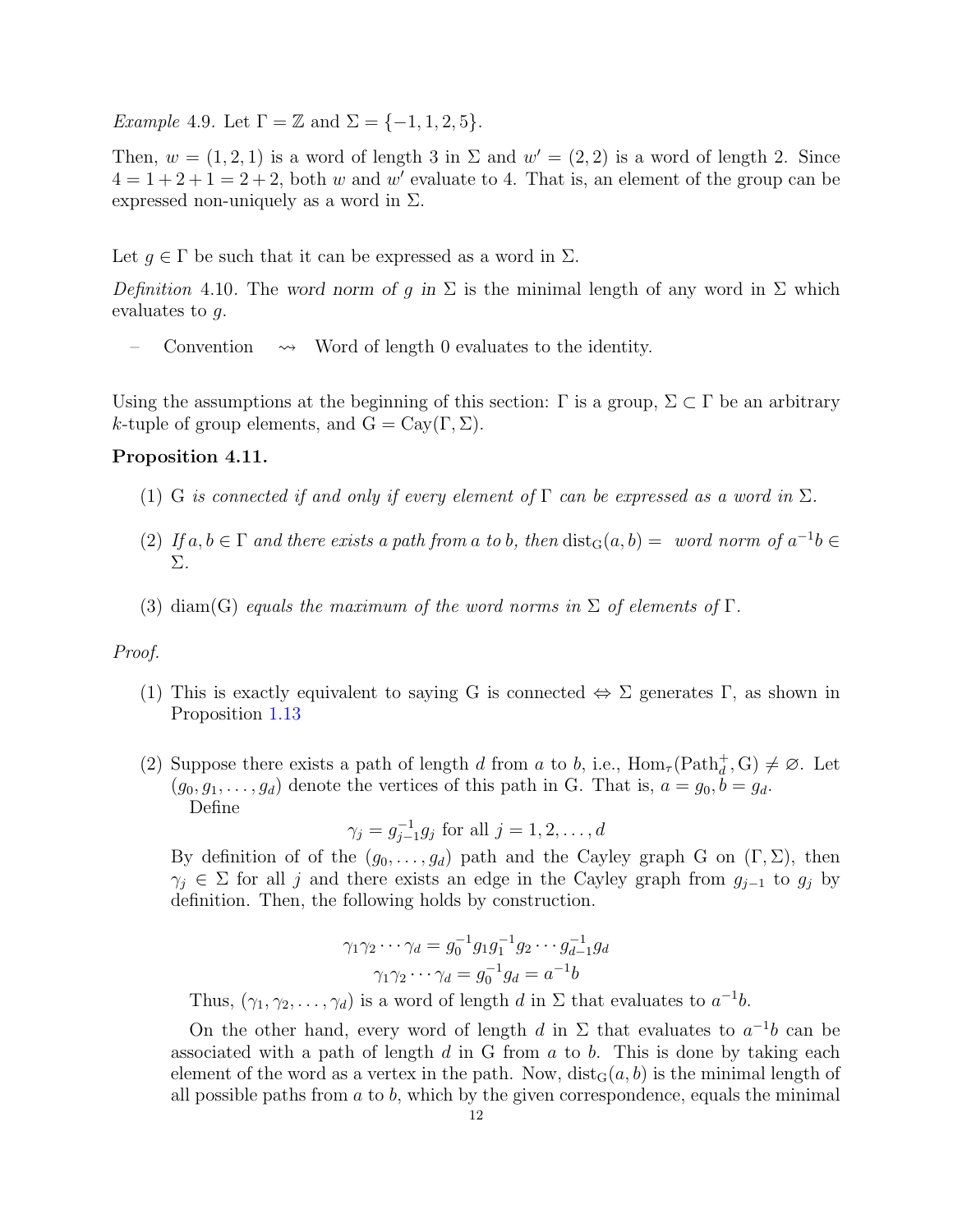*Example* 4.9. Let $\Gamma = \mathbb{Z}$ and $\Sigma = \{-1, 1, 2, 5\}$.

Then, $w = (1, 2, 1)$ is a word of length 3 in $\Sigma$ and $w' = (2, 2)$ is a word of length 2. Since $4 = 1 + 2 + 1 = 2 + 2$, both $w$ and $w'$ evaluate to 4. That is, an element of the group can be expressed non-uniquely as a word in $\Sigma$.

Let $g \in \Gamma$ be such that it can be expressed as a word in $\Sigma$.

*Definition* 4.10. The *word norm of $g$ in $\Sigma$* is the minimal length of any word in $\Sigma$ which evaluates to $g$.

- Convention $\rightsquigarrow$ Word of length 0 evaluates to the identity.

Using the assumptions at the beginning of this section: $\Gamma$ is a group, $\Sigma \subset \Gamma$ be an arbitrary $k$-tuple of group elements, and $\mathrm{G} = \mathrm{Cay}(\Gamma, \Sigma)$.

**Proposition 4.11.**

(1) G *is connected if and only if every element of* $\Gamma$ *can be expressed as a word in* $\Sigma$.

(2) *If* $a, b \in \Gamma$ *and there exists a path from* $a$ *to* $b$, *then* $\mathrm{dist}_{\mathrm{G}}(a, b) =$ *word norm of* $a^{-1}b \in \Sigma$.

(3) $\mathrm{diam(G)}$ *equals the maximum of the word norms in* $\Sigma$ *of elements of* $\Gamma$.

*Proof.*

(1) This is exactly equivalent to saying G is connected $\Leftrightarrow$ $\Sigma$ generates $\Gamma$, as shown in Proposition 1.13

(2) Suppose there exists a path of length $d$ from $a$ to $b$, i.e., $\mathrm{Hom}_{\tau}(\mathrm{Path}_d^+, \mathrm{G}) \neq \varnothing$. Let $(g_0, g_1, \ldots, g_d)$ denote the vertices of this path in G. That is, $a = g_0, b = g_d$.
Define
$$\gamma_j = g_{j-1}^{-1} g_j \text{ for all } j = 1, 2, \ldots, d$$
By definition of of the $(g_0, \ldots, g_d)$ path and the Cayley graph G on $(\Gamma, \Sigma)$, then $\gamma_j \in \Sigma$ for all $j$ and there exists an edge in the Cayley graph from $g_{j-1}$ to $g_j$ by definition. Then, the following holds by construction.
$$\gamma_1 \gamma_2 \cdots \gamma_d = g_0^{-1} g_1 g_1^{-1} g_2 \cdots g_{d-1}^{-1} g_d$$
$$\gamma_1 \gamma_2 \cdots \gamma_d = g_0^{-1} g_d = a^{-1} b$$
Thus, $(\gamma_1, \gamma_2, \ldots, \gamma_d)$ is a word of length $d$ in $\Sigma$ that evaluates to $a^{-1}b$.

On the other hand, every word of length $d$ in $\Sigma$ that evaluates to $a^{-1}b$ can be associated with a path of length $d$ in G from $a$ to $b$. This is done by taking each element of the word as a vertex in the path. Now, $\mathrm{dist}_{\mathrm{G}}(a, b)$ is the minimal length of all possible paths from $a$ to $b$, which by the given correspondence, equals the minimal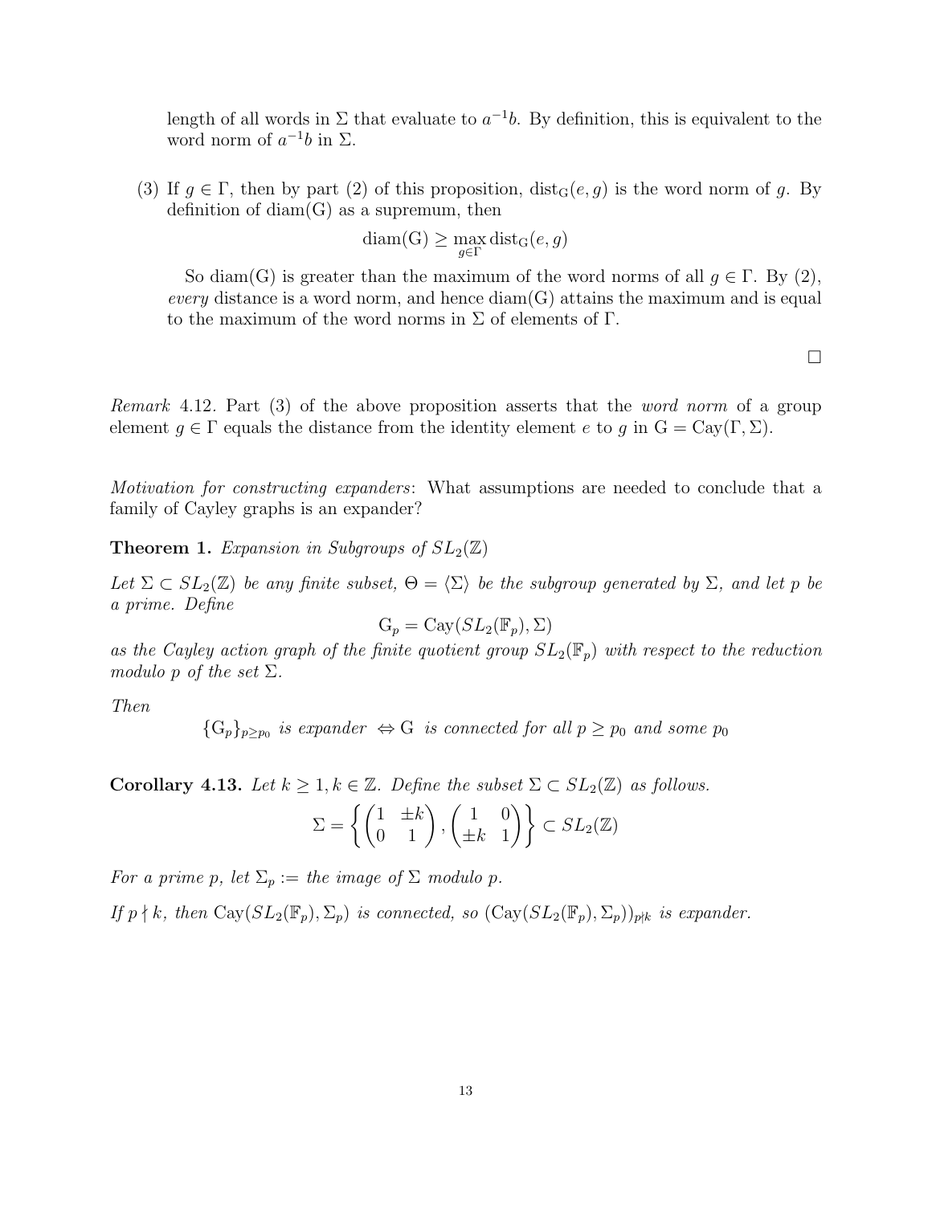length of all words in $\Sigma$ that evaluate to $a^{-1}b$. By definition, this is equivalent to the word norm of $a^{-1}b$ in $\Sigma$.

(3) If $g \in \Gamma$, then by part (2) of this proposition, $\text{dist}_G(e, g)$ is the word norm of $g$. By definition of diam(G) as a supremum, then

$$\text{diam(G)} \geq \max_{g \in \Gamma} \text{dist}_G(e, g)$$

So diam(G) is greater than the maximum of the word norms of all $g \in \Gamma$. By (2), *every* distance is a word norm, and hence diam(G) attains the maximum and is equal to the maximum of the word norms in $\Sigma$ of elements of $\Gamma$.

□

*Remark* 4.12. Part (3) of the above proposition asserts that the *word norm* of a group element $g \in \Gamma$ equals the distance from the identity element $e$ to $g$ in $G = \text{Cay}(\Gamma, \Sigma)$.

*Motivation for constructing expanders*: What assumptions are needed to conclude that a family of Cayley graphs is an expander?

**Theorem 1.** *Expansion in Subgroups of $SL_2(\mathbb{Z})$*

*Let $\Sigma \subset SL_2(\mathbb{Z})$ be any finite subset, $\Theta = \langle \Sigma \rangle$ be the subgroup generated by $\Sigma$, and let $p$ be a prime. Define*

$$G_p = \text{Cay}(SL_2(\mathbb{F}_p), \Sigma)$$

*as the Cayley action graph of the finite quotient group $SL_2(\mathbb{F}_p)$ with respect to the reduction modulo $p$ of the set $\Sigma$.*

*Then*

$$\{G_p\}_{p \geq p_0} \textit{ is expander } \Leftrightarrow G \textit{ is connected for all } p \geq p_0 \textit{ and some } p_0$$

**Corollary 4.13.** *Let $k \geq 1, k \in \mathbb{Z}$. Define the subset $\Sigma \subset SL_2(\mathbb{Z})$ as follows.*

$$\Sigma = \left\{ \begin{pmatrix} 1 & \pm k \\ 0 & 1 \end{pmatrix}, \begin{pmatrix} 1 & 0 \\ \pm k & 1 \end{pmatrix} \right\} \subset SL_2(\mathbb{Z})$$

*For a prime $p$, let $\Sigma_p :=$ the image of $\Sigma$ modulo $p$.*

*If $p \nmid k$, then $\text{Cay}(SL_2(\mathbb{F}_p), \Sigma_p)$ is connected, so $(\text{Cay}(SL_2(\mathbb{F}_p), \Sigma_p))_{p \nmid k}$ is expander.*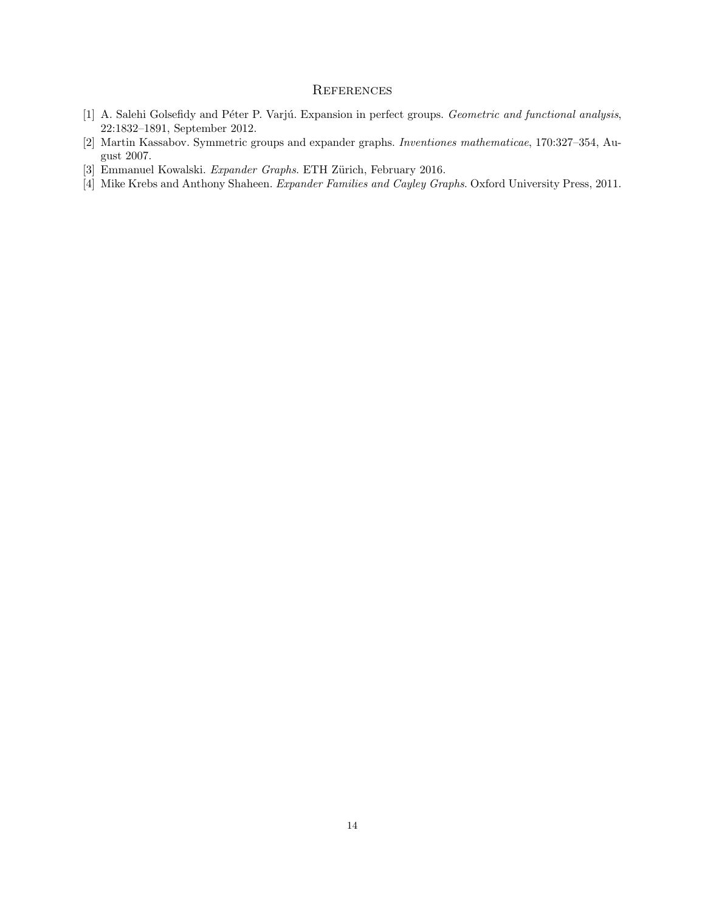## References

[1] A. Salehi Golsefidy and Péter P. Varjú. Expansion in perfect groups. *Geometric and functional analysis*, 22:1832–1891, September 2012.

[2] Martin Kassabov. Symmetric groups and expander graphs. *Inventiones mathematicae*, 170:327–354, August 2007.

[3] Emmanuel Kowalski. *Expander Graphs*. ETH Zürich, February 2016.

[4] Mike Krebs and Anthony Shaheen. *Expander Families and Cayley Graphs*. Oxford University Press, 2011.